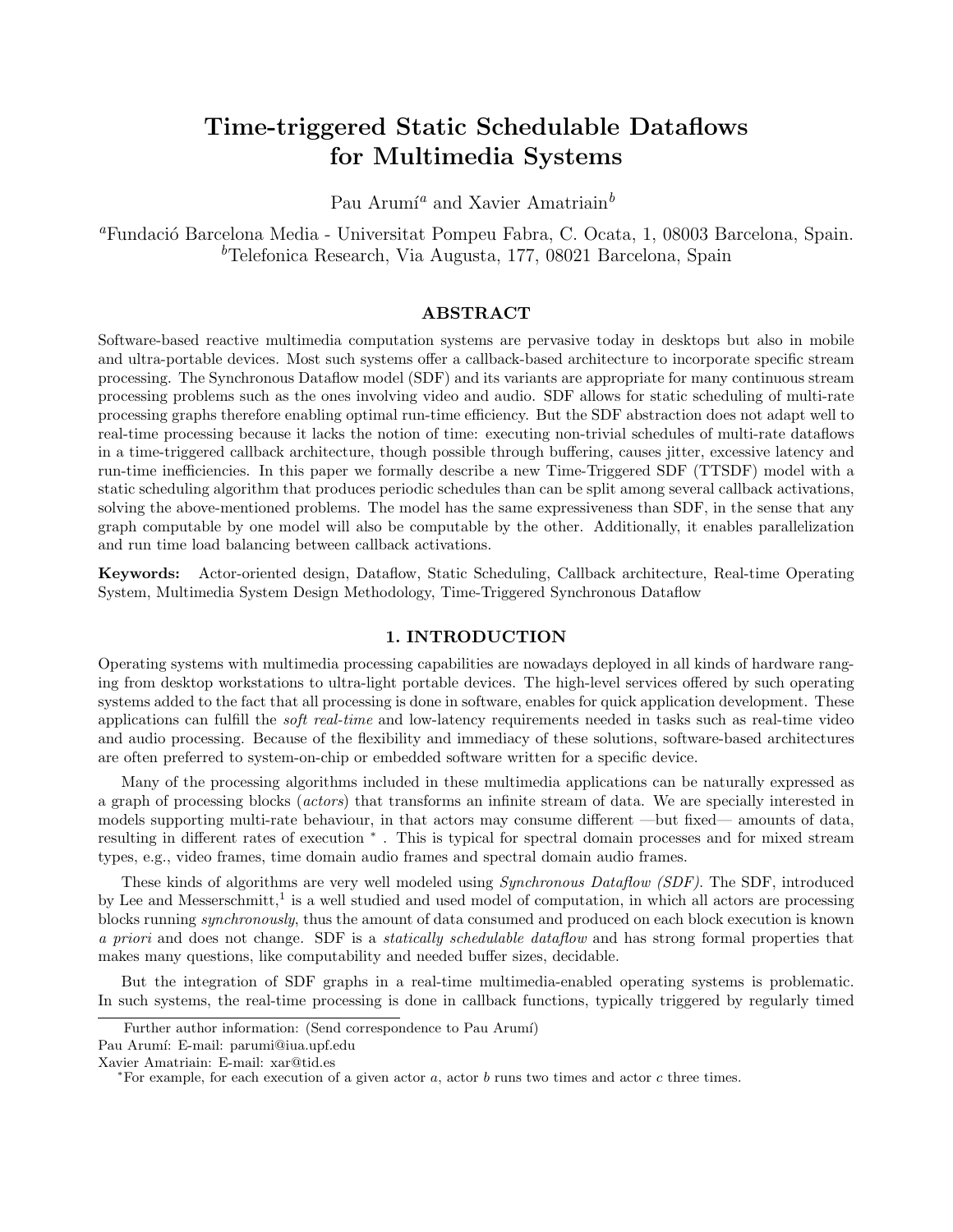# Time-triggered Static Schedulable Dataflows for Multimedia Systems

Pau Arumí[a] and Xavier Amatriain[b]

[a]Fundació Barcelona Media - Universitat Pompeu Fabra, C. Ocata, 1, 08003 Barcelona, Spain.
[b]Telefonica Research, Via Augusta, 177, 08021 Barcelona, Spain

## ABSTRACT

Software-based reactive multimedia computation systems are pervasive today in desktops but also in mobile and ultra-portable devices. Most such systems offer a callback-based architecture to incorporate specific stream processing. The Synchronous Dataflow model (SDF) and its variants are appropriate for many continuous stream processing problems such as the ones involving video and audio. SDF allows for static scheduling of multi-rate processing graphs therefore enabling optimal run-time efficiency. But the SDF abstraction does not adapt well to real-time processing because it lacks the notion of time: executing non-trivial schedules of multi-rate dataflows in a time-triggered callback architecture, though possible through buffering, causes jitter, excessive latency and run-time inefficiencies. In this paper we formally describe a new Time-Triggered SDF (TTSDF) model with a static scheduling algorithm that produces periodic schedules than can be split among several callback activations, solving the above-mentioned problems. The model has the same expressiveness than SDF, in the sense that any graph computable by one model will also be computable by the other. Additionally, it enables parallelization and run time load balancing between callback activations.

**Keywords:** Actor-oriented design, Dataflow, Static Scheduling, Callback architecture, Real-time Operating System, Multimedia System Design Methodology, Time-Triggered Synchronous Dataflow

## 1. INTRODUCTION

Operating systems with multimedia processing capabilities are nowadays deployed in all kinds of hardware ranging from desktop workstations to ultra-light portable devices. The high-level services offered by such operating systems added to the fact that all processing is done in software, enables for quick application development. These applications can fulfill the *soft real-time* and low-latency requirements needed in tasks such as real-time video and audio processing. Because of the flexibility and immediacy of these solutions, software-based architectures are often preferred to system-on-chip or embedded software written for a specific device.

Many of the processing algorithms included in these multimedia applications can be naturally expressed as a graph of processing blocks (*actors*) that transforms an infinite stream of data. We are specially interested in models supporting multi-rate behaviour, in that actors may consume different —but fixed— amounts of data, resulting in different rates of execution * . This is typical for spectral domain processes and for mixed stream types, e.g., video frames, time domain audio frames and spectral domain audio frames.

These kinds of algorithms are very well modeled using *Synchronous Dataflow (SDF)*. The SDF, introduced by Lee and Messerschmitt,[1] is a well studied and used model of computation, in which all actors are processing blocks running *synchronously*, thus the amount of data consumed and produced on each block execution is known *a priori* and does not change. SDF is a *statically schedulable dataflow* and has strong formal properties that makes many questions, like computability and needed buffer sizes, decidable.

But the integration of SDF graphs in a real-time multimedia-enabled operating systems is problematic. In such systems, the real-time processing is done in callback functions, typically triggered by regularly timed

Further author information: (Send correspondence to Pau Arumí)
Pau Arumí: E-mail: parumi@iua.upf.edu
Xavier Amatriain: E-mail: xar@tid.es

*For example, for each execution of a given actor $a$, actor $b$ runs two times and actor $c$ three times.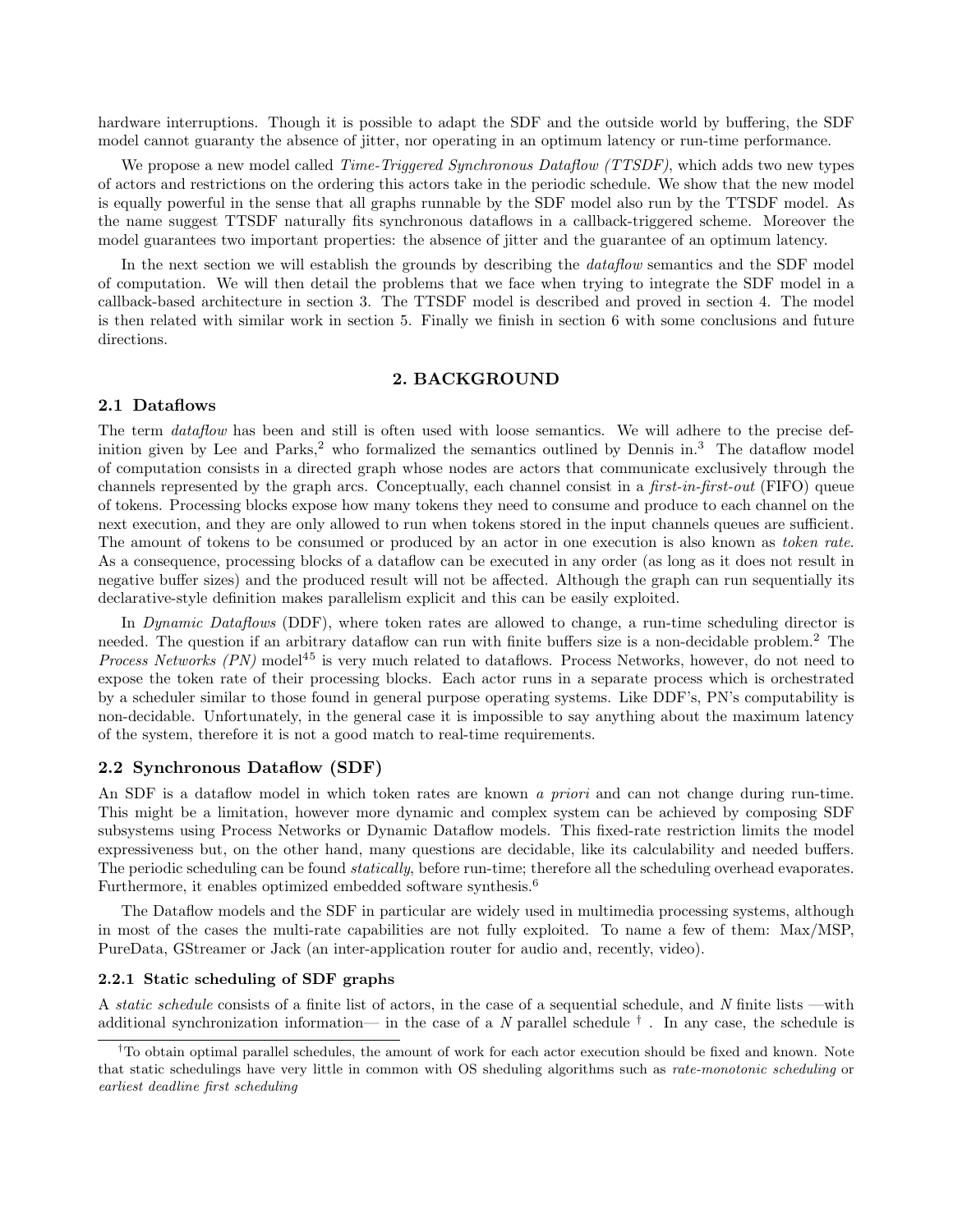hardware interruptions. Though it is possible to adapt the SDF and the outside world by buffering, the SDF model cannot guaranty the absence of jitter, nor operating in an optimum latency or run-time performance.

We propose a new model called *Time-Triggered Synchronous Dataflow (TTSDF)*, which adds two new types of actors and restrictions on the ordering this actors take in the periodic schedule. We show that the new model is equally powerful in the sense that all graphs runnable by the SDF model also run by the TTSDF model. As the name suggest TTSDF naturally fits synchronous dataflows in a callback-triggered scheme. Moreover the model guarantees two important properties: the absence of jitter and the guarantee of an optimum latency.

In the next section we will establish the grounds by describing the *dataflow* semantics and the SDF model of computation. We will then detail the problems that we face when trying to integrate the SDF model in a callback-based architecture in section 3. The TTSDF model is described and proved in section 4. The model is then related with similar work in section 5. Finally we finish in section 6 with some conclusions and future directions.

## 2. BACKGROUND

### 2.1 Dataflows

The term *dataflow* has been and still is often used with loose semantics. We will adhere to the precise definition given by Lee and Parks,[2] who formalized the semantics outlined by Dennis in.[3] The dataflow model of computation consists in a directed graph whose nodes are actors that communicate exclusively through the channels represented by the graph arcs. Conceptually, each channel consist in a *first-in-first-out* (FIFO) queue of tokens. Processing blocks expose how many tokens they need to consume and produce to each channel on the next execution, and they are only allowed to run when tokens stored in the input channels queues are sufficient. The amount of tokens to be consumed or produced by an actor in one execution is also known as *token rate*. As a consequence, processing blocks of a dataflow can be executed in any order (as long as it does not result in negative buffer sizes) and the produced result will not be affected. Although the graph can run sequentially its declarative-style definition makes parallelism explicit and this can be easily exploited.

In *Dynamic Dataflows* (DDF), where token rates are allowed to change, a run-time scheduling director is needed. The question if an arbitrary dataflow can run with finite buffers size is a non-decidable problem.[2] The *Process Networks (PN)* model[45] is very much related to dataflows. Process Networks, however, do not need to expose the token rate of their processing blocks. Each actor runs in a separate process which is orchestrated by a scheduler similar to those found in general purpose operating systems. Like DDF's, PN's computability is non-decidable. Unfortunately, in the general case it is impossible to say anything about the maximum latency of the system, therefore it is not a good match to real-time requirements.

### 2.2 Synchronous Dataflow (SDF)

An SDF is a dataflow model in which token rates are known *a priori* and can not change during run-time. This might be a limitation, however more dynamic and complex system can be achieved by composing SDF subsystems using Process Networks or Dynamic Dataflow models. This fixed-rate restriction limits the model expressiveness but, on the other hand, many questions are decidable, like its calculability and needed buffers. The periodic scheduling can be found *statically*, before run-time; therefore all the scheduling overhead evaporates. Furthermore, it enables optimized embedded software synthesis.[6]

The Dataflow models and the SDF in particular are widely used in multimedia processing systems, although in most of the cases the multi-rate capabilities are not fully exploited. To name a few of them: Max/MSP, PureData, GStreamer or Jack (an inter-application router for audio and, recently, video).

#### 2.2.1 Static scheduling of SDF graphs

A *static schedule* consists of a finite list of actors, in the case of a sequential schedule, and *N* finite lists —with additional synchronization information— in the case of a *N* parallel schedule [†] . In any case, the schedule is

[†]To obtain optimal parallel schedules, the amount of work for each actor execution should be fixed and known. Note that static schedulings have very little in common with OS sheduling algorithms such as *rate-monotonic scheduling* or *earliest deadline first scheduling*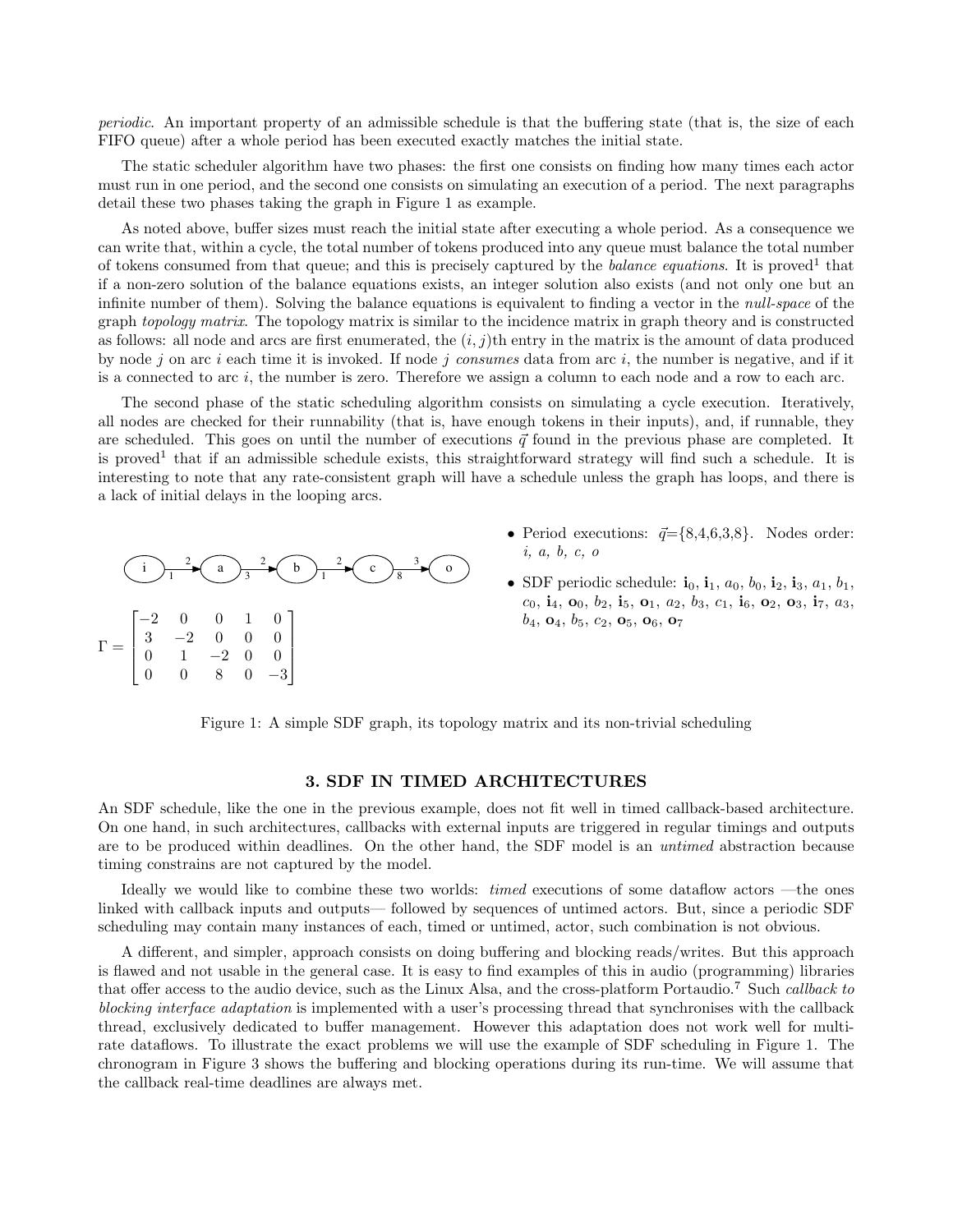*periodic*. An important property of an admissible schedule is that the buffering state (that is, the size of each FIFO queue) after a whole period has been executed exactly matches the initial state.

The static scheduler algorithm have two phases: the first one consists on finding how many times each actor must run in one period, and the second one consists on simulating an execution of a period. The next paragraphs detail these two phases taking the graph in Figure 1 as example.

As noted above, buffer sizes must reach the initial state after executing a whole period. As a consequence we can write that, within a cycle, the total number of tokens produced into any queue must balance the total number of tokens consumed from that queue; and this is precisely captured by the *balance equations*. It is proved[1] that if a non-zero solution of the balance equations exists, an integer solution also exists (and not only one but an infinite number of them). Solving the balance equations is equivalent to finding a vector in the *null-space* of the graph *topology matrix*. The topology matrix is similar to the incidence matrix in graph theory and is constructed as follows: all node and arcs are first enumerated, the $(i, j)$th entry in the matrix is the amount of data produced by node $j$ on arc $i$ each time it is invoked. If node $j$ *consumes* data from arc $i$, the number is negative, and if it is a connected to arc $i$, the number is zero. Therefore we assign a column to each node and a row to each arc.

The second phase of the static scheduling algorithm consists on simulating a cycle execution. Iteratively, all nodes are checked for their runnability (that is, have enough tokens in their inputs), and, if runnable, they are scheduled. This goes on until the number of executions $\vec{q}$ found in the previous phase are completed. It is proved[1] that if an admissible schedule exists, this straightforward strategy will find such a schedule. It is interesting to note that any rate-consistent graph will have a schedule unless the graph has loops, and there is a lack of initial delays in the looping arcs.

i 2 1 a 2 3 b 2 1 c 3 8 o

$$\Gamma = \begin{bmatrix} -2 & 0 & 0 & 1 & 0 \\ 3 & -2 & 0 & 0 & 0 \\ 0 & 1 & -2 & 0 & 0 \\ 0 & 0 & 8 & 0 & -3 \end{bmatrix}$$

- Period executions: $\vec{q}$={8,4,6,3,8}. Nodes order: *i, a, b, c, o*
- SDF periodic schedule: $\mathbf{i}_0$, $\mathbf{i}_1$, $a_0$, $b_0$, $\mathbf{i}_2$, $\mathbf{i}_3$, $a_1$, $b_1$, $c_0$, $\mathbf{i}_4$, $\mathbf{o}_0$, $b_2$, $\mathbf{i}_5$, $\mathbf{o}_1$, $a_2$, $b_3$, $c_1$, $\mathbf{i}_6$, $\mathbf{o}_2$, $\mathbf{o}_3$, $\mathbf{i}_7$, $a_3$, $b_4$, $\mathbf{o}_4$, $b_5$, $c_2$, $\mathbf{o}_5$, $\mathbf{o}_6$, $\mathbf{o}_7$

Figure 1: A simple SDF graph, its topology matrix and its non-trivial scheduling

## 3. SDF IN TIMED ARCHITECTURES

An SDF schedule, like the one in the previous example, does not fit well in timed callback-based architecture. On one hand, in such architectures, callbacks with external inputs are triggered in regular timings and outputs are to be produced within deadlines. On the other hand, the SDF model is an *untimed* abstraction because timing constrains are not captured by the model.

Ideally we would like to combine these two worlds: *timed* executions of some dataflow actors —the ones linked with callback inputs and outputs— followed by sequences of untimed actors. But, since a periodic SDF scheduling may contain many instances of each, timed or untimed, actor, such combination is not obvious.

A different, and simpler, approach consists on doing buffering and blocking reads/writes. But this approach is flawed and not usable in the general case. It is easy to find examples of this in audio (programming) libraries that offer access to the audio device, such as the Linux Alsa, and the cross-platform Portaudio.[7] Such *callback to blocking interface adaptation* is implemented with a user's processing thread that synchronises with the callback thread, exclusively dedicated to buffer management. However this adaptation does not work well for multi-rate dataflows. To illustrate the exact problems we will use the example of SDF scheduling in Figure 1. The chronogram in Figure 3 shows the buffering and blocking operations during its run-time. We will assume that the callback real-time deadlines are always met.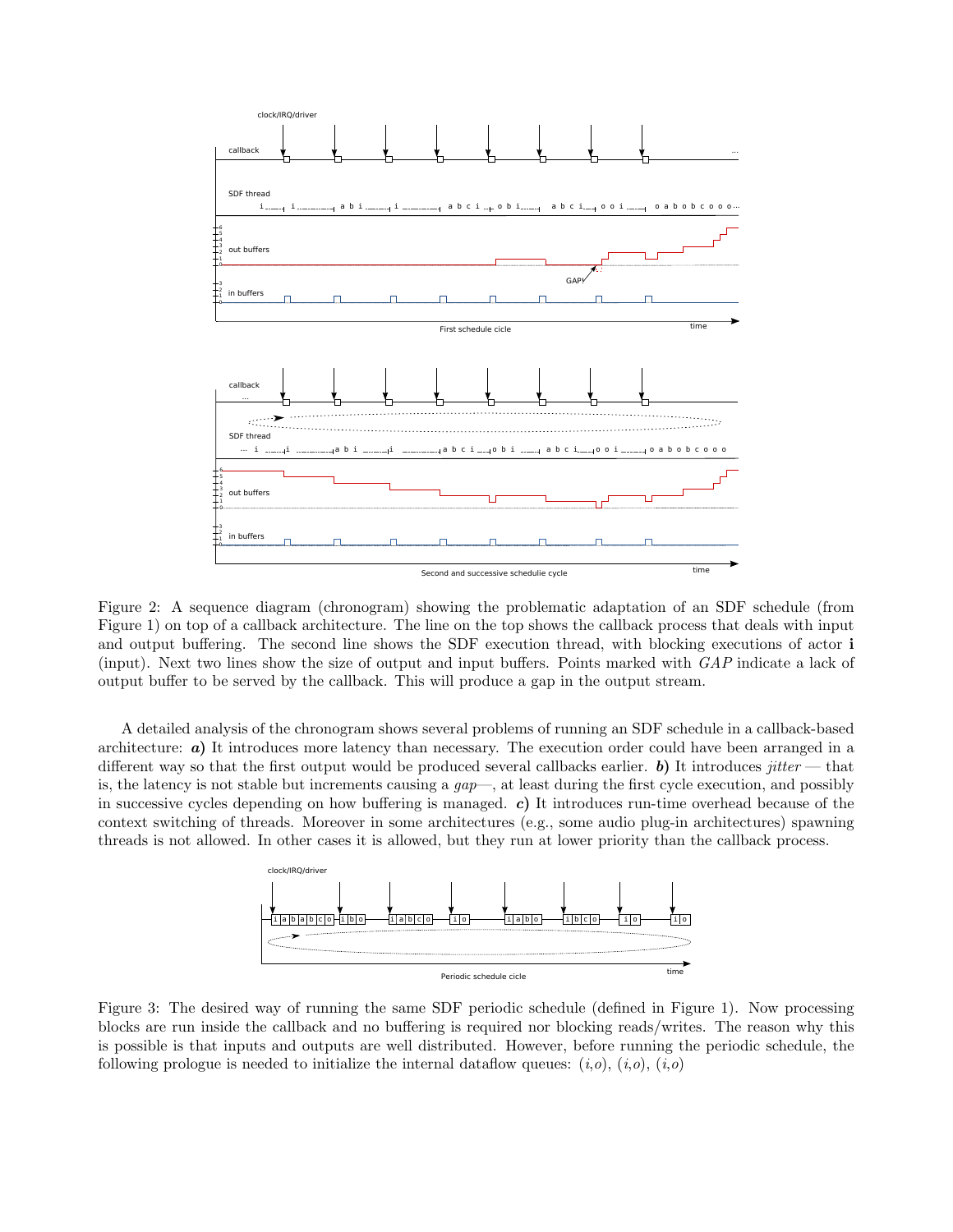Figure 2: A sequence diagram (chronogram) showing the problematic adaptation of an SDF schedule (from Figure 1) on top of a callback architecture. The line on the top shows the callback process that deals with input and output buffering. The second line shows the SDF execution thread, with blocking executions of actor **i** (input). Next two lines show the size of output and input buffers. Points marked with *GAP* indicate a lack of output buffer to be served by the callback. This will produce a gap in the output stream.

A detailed analysis of the chronogram shows several problems of running an SDF schedule in a callback-based architecture: ***a)*** It introduces more latency than necessary. The execution order could have been arranged in a different way so that the first output would be produced several callbacks earlier. ***b)*** It introduces *jitter* — that is, the latency is not stable but increments causing a *gap*—, at least during the first cycle execution, and possibly in successive cycles depending on how buffering is managed. ***c)*** It introduces run-time overhead because of the context switching of threads. Moreover in some architectures (e.g., some audio plug-in architectures) spawning threads is not allowed. In other cases it is allowed, but they run at lower priority than the callback process.

Figure 3: The desired way of running the same SDF periodic schedule (defined in Figure 1). Now processing blocks are run inside the callback and no buffering is required nor blocking reads/writes. The reason why this is possible is that inputs and outputs are well distributed. However, before running the periodic schedule, the following prologue is needed to initialize the internal dataflow queues: $(i,o)$, $(i,o)$, $(i,o)$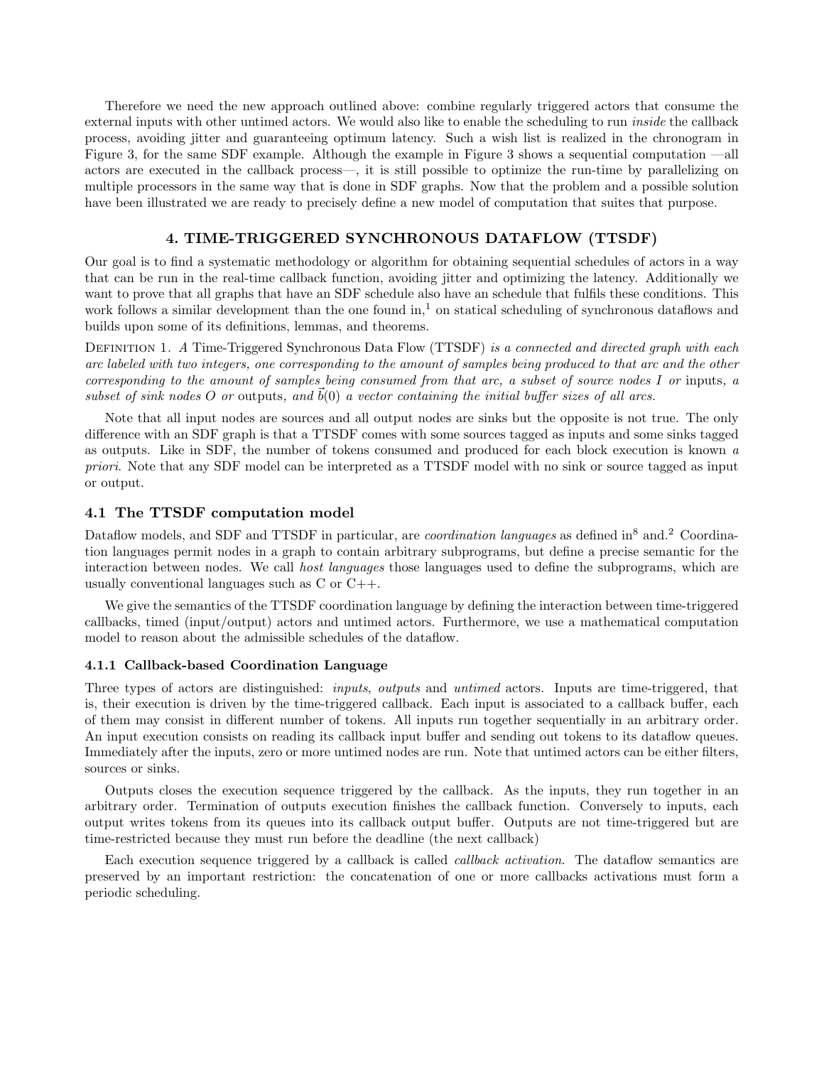Therefore we need the new approach outlined above: combine regularly triggered actors that consume the external inputs with other untimed actors. We would also like to enable the scheduling to run *inside* the callback process, avoiding jitter and guaranteeing optimum latency. Such a wish list is realized in the chronogram in Figure 3, for the same SDF example. Although the example in Figure 3 shows a sequential computation —all actors are executed in the callback process—, it is still possible to optimize the run-time by parallelizing on multiple processors in the same way that is done in SDF graphs. Now that the problem and a possible solution have been illustrated we are ready to precisely define a new model of computation that suites that purpose.

## 4. TIME-TRIGGERED SYNCHRONOUS DATAFLOW (TTSDF)

Our goal is to find a systematic methodology or algorithm for obtaining sequential schedules of actors in a way that can be run in the real-time callback function, avoiding jitter and optimizing the latency. Additionally we want to prove that all graphs that have an SDF schedule also have an schedule that fulfils these conditions. This work follows a similar development than the one found in,[1] on statical scheduling of synchronous dataflows and builds upon some of its definitions, lemmas, and theorems.

Definition 1. *A* Time-Triggered Synchronous Data Flow (TTSDF) *is a connected and directed graph with each arc labeled with two integers, one corresponding to the amount of samples being produced to that arc and the other corresponding to the amount of samples being consumed from that arc, a subset of source nodes $I$ or* inputs*, a subset of sink nodes $O$ or* outputs*, and $\vec{b}(0)$ a vector containing the initial buffer sizes of all arcs.*

Note that all input nodes are sources and all output nodes are sinks but the opposite is not true. The only difference with an SDF graph is that a TTSDF comes with some sources tagged as inputs and some sinks tagged as outputs. Like in SDF, the number of tokens consumed and produced for each block execution is known *a priori*. Note that any SDF model can be interpreted as a TTSDF model with no sink or source tagged as input or output.

### 4.1 The TTSDF computation model

Dataflow models, and SDF and TTSDF in particular, are *coordination languages* as defined in[8] and.[2] Coordination languages permit nodes in a graph to contain arbitrary subprograms, but define a precise semantic for the interaction between nodes. We call *host languages* those languages used to define the subprograms, which are usually conventional languages such as C or C++.

We give the semantics of the TTSDF coordination language by defining the interaction between time-triggered callbacks, timed (input/output) actors and untimed actors. Furthermore, we use a mathematical computation model to reason about the admissible schedules of the dataflow.

#### 4.1.1 Callback-based Coordination Language

Three types of actors are distinguished: *inputs*, *outputs* and *untimed* actors. Inputs are time-triggered, that is, their execution is driven by the time-triggered callback. Each input is associated to a callback buffer, each of them may consist in different number of tokens. All inputs run together sequentially in an arbitrary order. An input execution consists on reading its callback input buffer and sending out tokens to its dataflow queues. Immediately after the inputs, zero or more untimed nodes are run. Note that untimed actors can be either filters, sources or sinks.

Outputs closes the execution sequence triggered by the callback. As the inputs, they run together in an arbitrary order. Termination of outputs execution finishes the callback function. Conversely to inputs, each output writes tokens from its queues into its callback output buffer. Outputs are not time-triggered but are time-restricted because they must run before the deadline (the next callback)

Each execution sequence triggered by a callback is called *callback activation*. The dataflow semantics are preserved by an important restriction: the concatenation of one or more callbacks activations must form a periodic scheduling.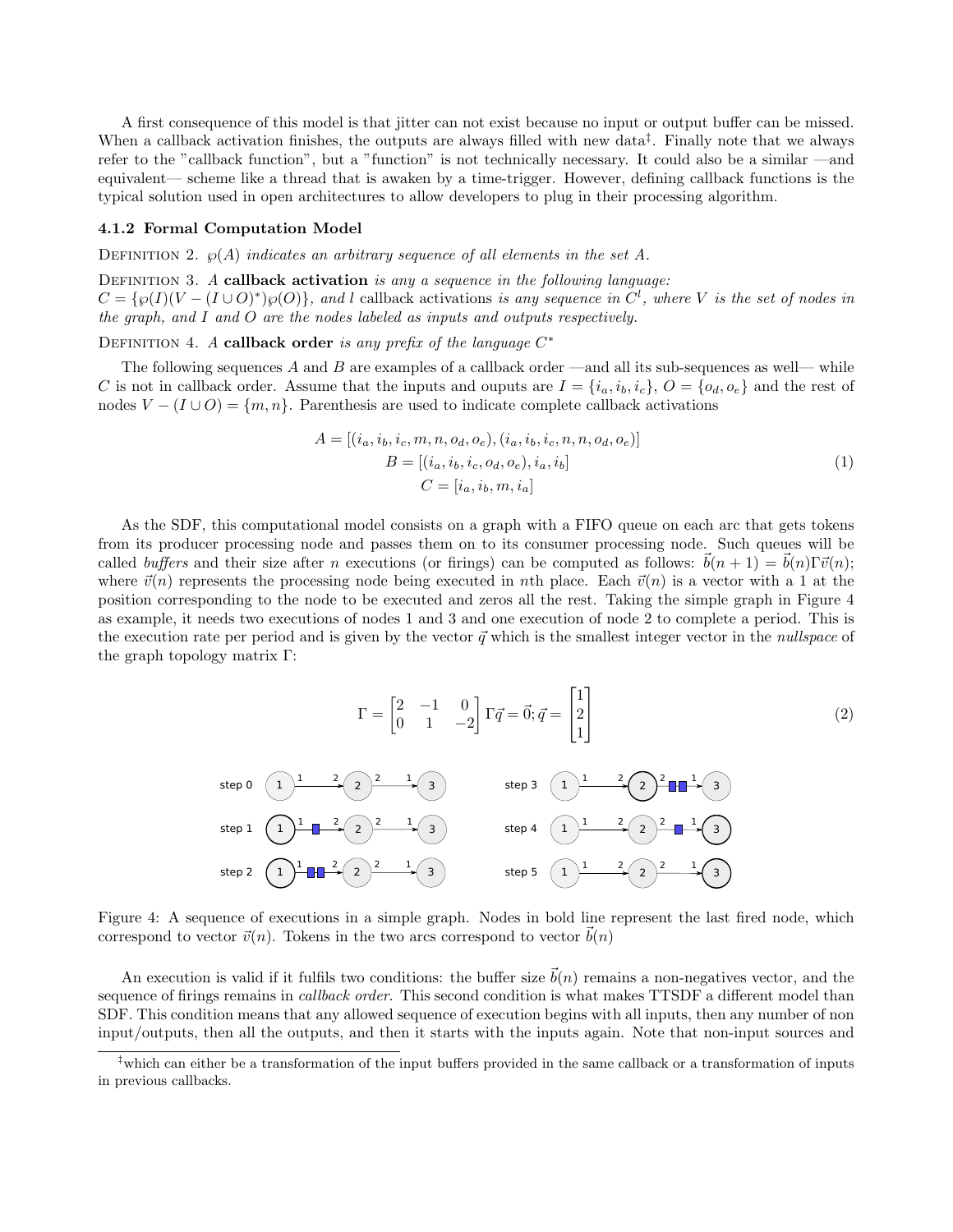A first consequence of this model is that jitter can not exist because no input or output buffer can be missed. When a callback activation finishes, the outputs are always filled with new data[‡]. Finally note that we always refer to the "callback function", but a "function" is not technically necessary. It could also be a similar —and equivalent— scheme like a thread that is awaken by a time-trigger. However, defining callback functions is the typical solution used in open architectures to allow developers to plug in their processing algorithm.

### 4.1.2 Formal Computation Model

Definition 2. *$\wp(A)$ indicates an arbitrary sequence of all elements in the set $A$.*

Definition 3. *A* **callback activation** *is any a sequence in the following language:*
*$C = \{\wp(I)(V - (I \cup O)^*)\wp(O)\}$, and $l$* callback activations *is any sequence in $C^l$, where $V$ is the set of nodes in the graph, and $I$ and $O$ are the nodes labeled as inputs and outputs respectively.*

Definition 4. *A* **callback order** *is any prefix of the language $C^*$*

The following sequences $A$ and $B$ are examples of a callback order —and all its sub-sequences as well— while $C$ is not in callback order. Assume that the inputs and ouputs are $I = \{i_a, i_b, i_c\}$, $O = \{o_d, o_e\}$ and the rest of nodes $V - (I \cup O) = \{m, n\}$. Parenthesis are used to indicate complete callback activations

$$
\begin{aligned}
A &= [(i_a, i_b, i_c, m, n, o_d, o_e), (i_a, i_b, i_c, n, n, o_d, o_e)] \\
B &= [(i_a, i_b, i_c, o_d, o_e), i_a, i_b] \\
C &= [i_a, i_b, m, i_a]
\end{aligned}
\tag{1}
$$

As the SDF, this computational model consists on a graph with a FIFO queue on each arc that gets tokens from its producer processing node and passes them on to its consumer processing node. Such queues will be called *buffers* and their size after $n$ executions (or firings) can be computed as follows: $\vec{b}(n+1) = \vec{b}(n)\Gamma\vec{v}(n)$; where $\vec{v}(n)$ represents the processing node being executed in $n$th place. Each $\vec{v}(n)$ is a vector with a 1 at the position corresponding to the node to be executed and zeros all the rest. Taking the simple graph in Figure 4 as example, it needs two executions of nodes 1 and 3 and one execution of node 2 to complete a period. This is the execution rate per period and is given by the vector $\vec{q}$ which is the smallest integer vector in the *nullspace* of the graph topology matrix $\Gamma$:

$$
\Gamma = \begin{bmatrix} 2 & -1 & 0 \\ 0 & 1 & -2 \end{bmatrix} \Gamma\vec{q} = \vec{0}; \vec{q} = \begin{bmatrix} 1 \\ 2 \\ 1 \end{bmatrix}
\tag{2}
$$

Figure 4: A sequence of executions in a simple graph. Nodes in bold line represent the last fired node, which correspond to vector $\vec{v}(n)$. Tokens in the two arcs correspond to vector $\vec{b}(n)$

An execution is valid if it fulfils two conditions: the buffer size $\vec{b}(n)$ remains a non-negatives vector, and the sequence of firings remains in *callback order*. This second condition is what makes TTSDF a different model than SDF. This condition means that any allowed sequence of execution begins with all inputs, then any number of non input/outputs, then all the outputs, and then it starts with the inputs again. Note that non-input sources and

[‡]which can either be a transformation of the input buffers provided in the same callback or a transformation of inputs in previous callbacks.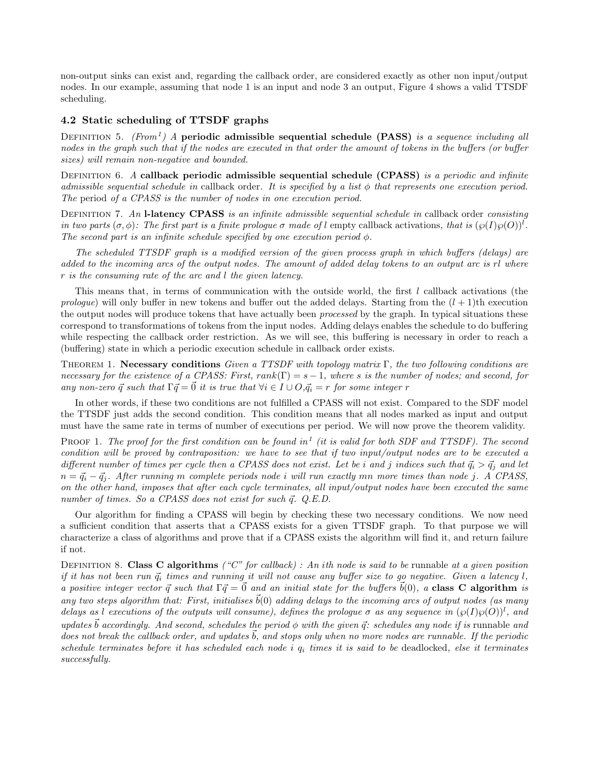non-output sinks can exist and, regarding the callback order, are considered exactly as other non input/output nodes. In our example, assuming that node 1 is an input and node 3 an output, Figure 4 shows a valid TTSDF scheduling.

### 4.2 Static scheduling of TTSDF graphs

Definition 5. *(From[1]) A* **periodic admissible sequential schedule (PASS)** *is a sequence including all nodes in the graph such that if the nodes are executed in that order the amount of tokens in the buffers (or buffer sizes) will remain non-negative and bounded.*

Definition 6. *A* **callback periodic admissible sequential schedule (CPASS)** *is a periodic and infinite admissible sequential schedule in* callback order*. It is specified by a list $\phi$ that represents one execution period. The* period *of a CPASS is the number of nodes in one execution period.*

Definition 7. *An* **l-latency CPASS** *is an infinite admissible sequential schedule in* callback order *consisting in two parts $(\sigma, \phi)$: The first part is a finite prologue $\sigma$ made of $l$* empty callback activations*, that is $(\wp(I)\wp(O))^l$. The second part is an infinite schedule specified by one execution period $\phi$.*

*The scheduled TTSDF graph is a modified version of the given process graph in which buffers (delays) are added to the incoming arcs of the output nodes. The amount of added delay tokens to an output arc is $rl$ where $r$ is the consuming rate of the arc and $l$ the given latency.*

This means that, in terms of communication with the outside world, the first $l$ callback activations (the *prologue*) will only buffer in new tokens and buffer out the added delays. Starting from the $(l+1)$th execution the output nodes will produce tokens that have actually been *processed* by the graph. In typical situations these correspond to transformations of tokens from the input nodes. Adding delays enables the schedule to do buffering while respecting the callback order restriction. As we will see, this buffering is necessary in order to reach a (buffering) state in which a periodic execution schedule in callback order exists.

Theorem 1. **Necessary conditions** *Given a TTSDF with topology matrix $\Gamma$, the two following conditions are necessary for the existence of a CPASS: First, $rank(\Gamma) = s - 1$, where $s$ is the number of nodes; and second, for any non-zero $\vec{q}$ such that $\Gamma\vec{q} = \vec{0}$ it is true that $\forall i \in I \cup O, \vec{q}_i = r$ for some integer $r$*

In other words, if these two conditions are not fulfilled a CPASS will not exist. Compared to the SDF model the TTSDF just adds the second condition. This condition means that all nodes marked as input and output must have the same rate in terms of number of executions per period. We will now prove the theorem validity.

Proof 1. *The proof for the first condition can be found in[1] (it is valid for both SDF and TTSDF). The second condition will be proved by contraposition: we have to see that if two input/output nodes are to be executed a different number of times per cycle then a CPASS does not exist. Let be $i$ and $j$ indices such that $\vec{q}_i > \vec{q}_j$ and let $n = \vec{q}_i - \vec{q}_j$. After running $m$ complete periods node $i$ will run exactly $mn$ more times than node $j$. A CPASS, on the other hand, imposes that after each cycle terminates, all input/output nodes have been executed the same number of times. So a CPASS does not exist for such $\vec{q}$. Q.E.D.*

Our algorithm for finding a CPASS will begin by checking these two necessary conditions. We now need a sufficient condition that asserts that a CPASS exists for a given TTSDF graph. To that purpose we will characterize a class of algorithms and prove that if a CPASS exists the algorithm will find it, and return failure if not.

Definition 8. **Class C algorithms** *("C" for callback) : An ith node is said to be* runnable *at a given position if it has not been run $\vec{q}_i$ times and running it will not cause any buffer size to go negative. Given a latency $l$, a positive integer vector $\vec{q}$ such that $\Gamma\vec{q} = \vec{0}$ and an initial state for the buffers $\vec{b}(0)$, a* **class C algorithm** *is any two steps algorithm that: First, initialises $\vec{b}(0)$ adding delays to the incoming arcs of output nodes (as many delays as $l$ executions of the outputs will consume), defines the prologue $\sigma$ as any sequence in $(\wp(I)\wp(O))^l$, and updates $\vec{b}$ accordingly. And second, schedules the period $\phi$ with the given $\vec{q}$: schedules any node if is* runnable *and does not break the callback order, and updates $\vec{b}$, and stops only when no more nodes are runnable. If the periodic schedule terminates before it has scheduled each node $i$ $q_i$ times it is said to be* deadlocked*, else it terminates successfully.*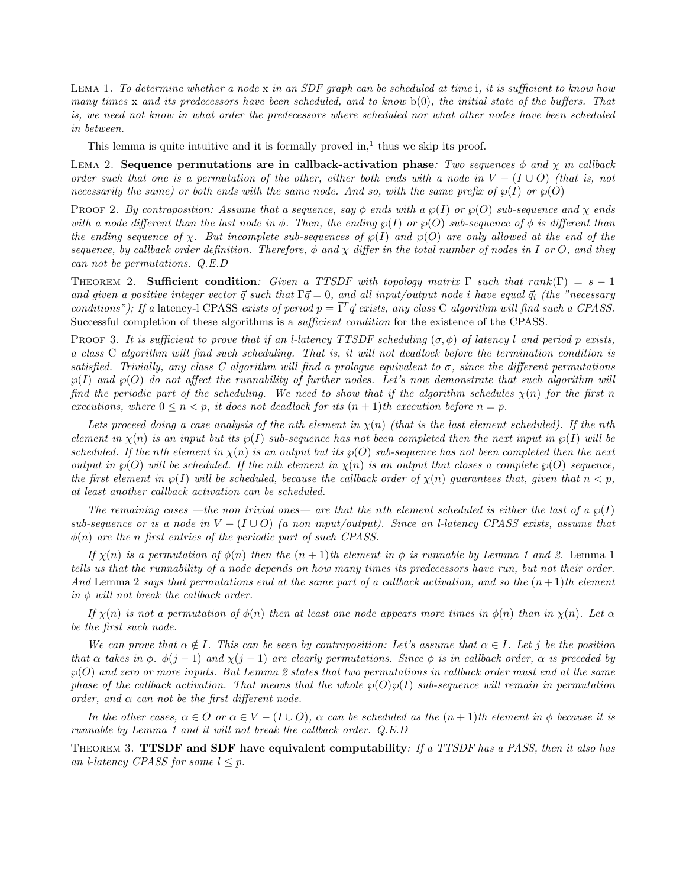Lema 1. *To determine whether a node* x *in an SDF graph can be scheduled at time* i*, it is sufficient to know how many times* x *and its predecessors have been scheduled, and to know* b(0)*, the initial state of the buffers. That is, we need not know in what order the predecessors where scheduled nor what other nodes have been scheduled in between.*

This lemma is quite intuitive and it is formally proved in,[1] thus we skip its proof.

Lema 2. **Sequence permutations are in callback-activation phase***: Two sequences $\phi$ and $\chi$ in callback order such that one is a permutation of the other, either both ends with a node in $V - (I \cup O)$ (that is, not necessarily the same) or both ends with the same node. And so, with the same prefix of $\wp(I)$ or $\wp(O)$*

Proof 2. *By contraposition: Assume that a sequence, say $\phi$ ends with a $\wp(I)$ or $\wp(O)$ sub-sequence and $\chi$ ends with a node different than the last node in $\phi$. Then, the ending $\wp(I)$ or $\wp(O)$ sub-sequence of $\phi$ is different than the ending sequence of $\chi$. But incomplete sub-sequences of $\wp(I)$ and $\wp(O)$ are only allowed at the end of the sequence, by callback order definition. Therefore, $\phi$ and $\chi$ differ in the total number of nodes in $I$ or $O$, and they can not be permutations. Q.E.D*

Theorem 2. **Sufficient condition***: Given a TTSDF with topology matrix $\Gamma$ such that $rank(\Gamma) = s - 1$ and given a positive integer vector $\vec{q}$ such that $\Gamma\vec{q} = 0$, and all input/output node $i$ have equal $\vec{q}_i$ (the "necessary conditions"); If a* latency-l CPASS *exists of period $p = \vec{1}^T\vec{q}$ exists, any class* C *algorithm will find such a CPASS.* Successful completion of these algorithms is a *sufficient condition* for the existence of the CPASS.

Proof 3. *It is sufficient to prove that if an l-latency TTSDF scheduling $(\sigma, \phi)$ of latency $l$ and period $p$ exists, a class* C *algorithm will find such scheduling. That is, it will not deadlock before the termination condition is satisfied. Trivially, any class C algorithm will find a prologue equivalent to $\sigma$, since the different permutations $\wp(I)$ and $\wp(O)$ do not affect the runnability of further nodes. Let's now demonstrate that such algorithm will find the periodic part of the scheduling. We need to show that if the algorithm schedules $\chi(n)$ for the first $n$ executions, where $0 \leq n < p$, it does not deadlock for its $(n+1)$th execution before $n = p$.*

*Lets proceed doing a case analysis of the nth element in $\chi(n)$ (that is the last element scheduled). If the nth element in $\chi(n)$ is an input but its $\wp(I)$ sub-sequence has not been completed then the next input in $\wp(I)$ will be scheduled. If the nth element in $\chi(n)$ is an output but its $\wp(O)$ sub-sequence has not been completed then the next output in $\wp(O)$ will be scheduled. If the nth element in $\chi(n)$ is an output that closes a complete $\wp(O)$ sequence, the first element in $\wp(I)$ will be scheduled, because the callback order of $\chi(n)$ guarantees that, given that $n < p$, at least another callback activation can be scheduled.*

*The remaining cases —the non trivial ones— are that the nth element scheduled is either the last of a $\wp(I)$ sub-sequence or is a node in $V - (I \cup O)$ (a non input/output). Since an l-latency CPASS exists, assume that $\phi(n)$ are the n first entries of the periodic part of such CPASS.*

*If $\chi(n)$ is a permutation of $\phi(n)$ then the $(n+1)$th element in $\phi$ is runnable by Lemma 1 and 2.* Lemma 1 *tells us that the runnability of a node depends on how many times its predecessors have run, but not their order. And* Lemma 2 *says that permutations end at the same part of a callback activation, and so the $(n+1)$th element in $\phi$ will not break the callback order.*

*If $\chi(n)$ is not a permutation of $\phi(n)$ then at least one node appears more times in $\phi(n)$ than in $\chi(n)$. Let $\alpha$ be the first such node.*

*We can prove that $\alpha \notin I$. This can be seen by contraposition: Let's assume that $\alpha \in I$. Let $j$ be the position that $\alpha$ takes in $\phi$. $\phi(j-1)$ and $\chi(j-1)$ are clearly permutations. Since $\phi$ is in callback order, $\alpha$ is preceded by $\wp(O)$ and zero or more inputs. But Lemma 2 states that two permutations in callback order must end at the same phase of the callback activation. That means that the whole $\wp(O)\wp(I)$ sub-sequence will remain in permutation order, and $\alpha$ can not be the first different node.*

*In the other cases, $\alpha \in O$ or $\alpha \in V - (I \cup O)$, $\alpha$ can be scheduled as the $(n+1)$th element in $\phi$ because it is runnable by Lemma 1 and it will not break the callback order. Q.E.D*

Theorem 3. **TTSDF and SDF have equivalent computability***: If a TTSDF has a PASS, then it also has an l-latency CPASS for some $l \leq p$.*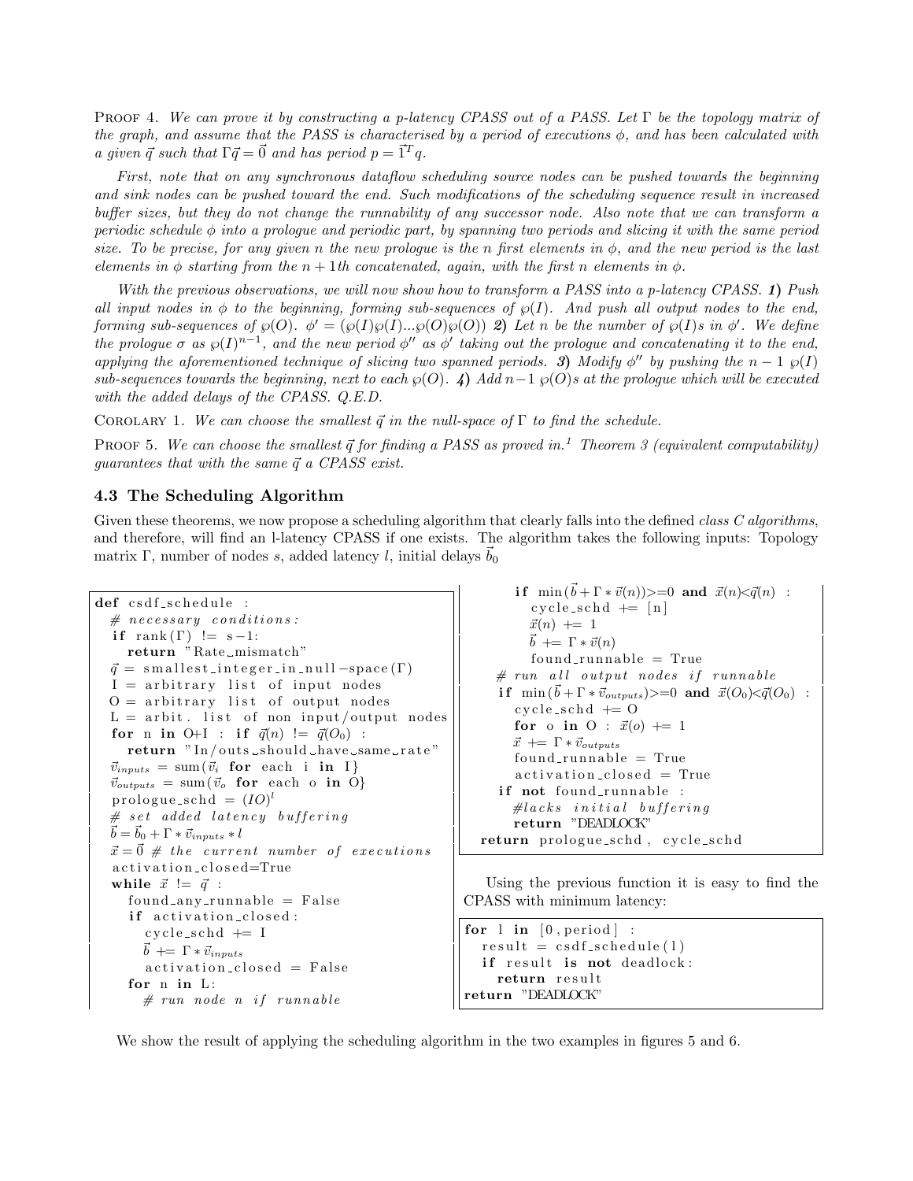*Proof 4.* *We can prove it by constructing a p-latency CPASS out of a PASS. Let $\Gamma$ be the topology matrix of the graph, and assume that the PASS is characterised by a period of executions $\phi$, and has been calculated with a given $\vec{q}$ such that $\Gamma\vec{q} = \vec{0}$ and has period $p = \vec{1}^T q$.*

*First, note that on any synchronous dataflow scheduling source nodes can be pushed towards the beginning and sink nodes can be pushed toward the end. Such modifications of the scheduling sequence result in increased buffer sizes, but they do not change the runnability of any successor node. Also note that we can transform a periodic schedule $\phi$ into a prologue and periodic part, by spanning two periods and slicing it with the same period size. To be precise, for any given n the new prologue is the n first elements in $\phi$, and the new period is the last elements in $\phi$ starting from the $n+1$th concatenated, again, with the first n elements in $\phi$.*

*With the previous observations, we will now show how to transform a PASS into a p-latency CPASS.* ***1)*** *Push all input nodes in $\phi$ to the beginning, forming sub-sequences of $\wp(I)$. And push all output nodes to the end, forming sub-sequences of $\wp(O)$. $\phi' = (\wp(I)\wp(I)...\wp(O)\wp(O))$* ***2)*** *Let n be the number of $\wp(I)$s in $\phi'$. We define the prologue $\sigma$ as $\wp(I)^{n-1}$, and the new period $\phi''$ as $\phi'$ taking out the prologue and concatenating it to the end, applying the aforementioned technique of slicing two spanned periods.* ***3)*** *Modify $\phi''$ by pushing the $n-1$ $\wp(I)$ sub-sequences towards the beginning, next to each $\wp(O)$.* ***4)*** *Add $n-1$ $\wp(O)$s at the prologue which will be executed with the added delays of the CPASS. Q.E.D.*

*Corolary 1.* *We can choose the smallest $\vec{q}$ in the null-space of $\Gamma$ to find the schedule.*

*Proof 5.* *We can choose the smallest $\vec{q}$ for finding a PASS as proved in.[1] Theorem 3 (equivalent computability) guarantees that with the same $\vec{q}$ a CPASS exist.*

### 4.3 The Scheduling Algorithm

Given these theorems, we now propose a scheduling algorithm that clearly falls into the defined *class C algorithms*, and therefore, will find an l-latency CPASS if one exists. The algorithm takes the following inputs: Topology matrix $\Gamma$, number of nodes $s$, added latency $l$, initial delays $\vec{b}_0$

```
def csdf_schedule :
  # necessary conditions:
  if rank(Γ) != s-1:
    return "Rate mismatch"
  q⃗ = smallest_integer_in_null-space(Γ)
  I = arbitrary list of input nodes
  O = arbitrary list of output nodes
  L = arbit. list of non input/output nodes
  for n in O+I : if q⃗(n) != q⃗(O_0) :
    return "In/outs should have same rate"
  v⃗_inputs = sum(v⃗_i for each i in I}
  v⃗_outputs = sum(v⃗_o for each o in O}
  prologue_schd = (IO)^l
  # set added latency buffering
  b⃗ = b⃗_0 + Γ * v⃗_inputs * l
  x⃗ = 0⃗ # the current number of executions
  activation_closed=True
  while x⃗ != q⃗ :
    found_any_runnable = False
    if activation_closed:
      cycle_schd += I
      b⃗ += Γ * v⃗_inputs
      activation_closed = False
    for n in L:
      # run node n if runnable
      if min(b⃗ + Γ * v⃗(n))>=0 and x⃗(n)<q⃗(n) :
        cycle_schd += [n]
        x⃗(n) += 1
        b⃗ += Γ * v⃗(n)
        found_runnable = True
    # run all output nodes if runnable
    if min(b⃗ + Γ * v⃗_outputs)>=0 and x⃗(O_0)<q⃗(O_0) :
      cycle_schd += O
      for o in O : x⃗(o) += 1
      x⃗ += Γ * v⃗_outputs
      found_runnable = True
      activation_closed = True
    if not found_runnable :
      #lacks initial buffering
      return "DEADLOCK"
  return prologue_schd, cycle_schd
```

Using the previous function it is easy to find the CPASS with minimum latency:

```
for l in [0,period] :
  result = csdf_schedule(l)
  if result is not deadlock:
    return result
return "DEADLOCK"
```

We show the result of applying the scheduling algorithm in the two examples in figures 5 and 6.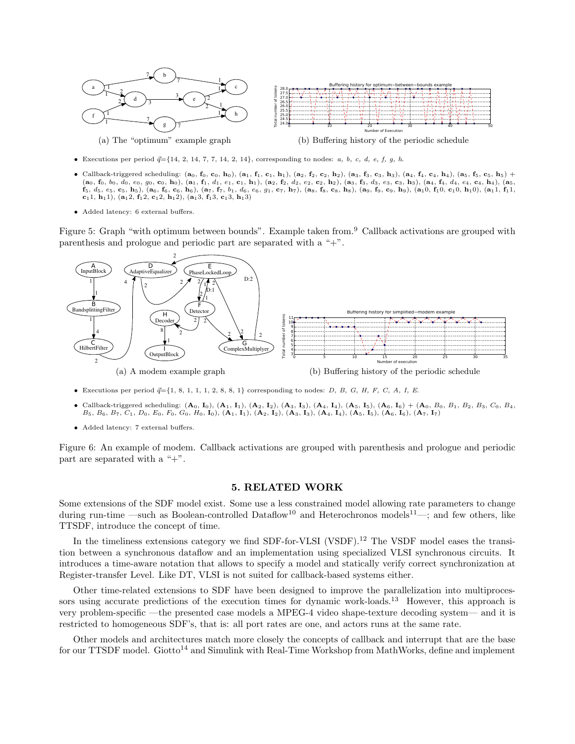(a) The "optimum" example graph

(b) Buffering history of the periodic schedule

- Executions per period $\vec{q}$={14, 2, 14, 7, 7, 14, 2, 14}, corresponding to nodes: *a, b, c, d, e, f, g, h.*
- Callback-triggered scheduling: ($\mathbf{a}_0$, $\mathbf{f}_0$, $\mathbf{c}_0$, $\mathbf{h}_0$), ($\mathbf{a}_1$, $\mathbf{f}_1$, $\mathbf{c}_1$, $\mathbf{h}_1$), ($\mathbf{a}_2$, $\mathbf{f}_2$, $\mathbf{c}_2$, $\mathbf{h}_2$), ($\mathbf{a}_3$, $\mathbf{f}_3$, $\mathbf{c}_3$, $\mathbf{h}_3$), ($\mathbf{a}_4$, $\mathbf{f}_4$, $\mathbf{c}_4$, $\mathbf{h}_4$), ($\mathbf{a}_5$, $\mathbf{f}_5$, $\mathbf{c}_5$, $\mathbf{h}_5$) + ($\mathbf{a}_0$, $\mathbf{f}_0$, $b_0$, $d_0$, $e_0$, $g_0$, $\mathbf{c}_0$, $\mathbf{h}_0$), ($\mathbf{a}_1$, $\mathbf{f}_1$, $d_1$, $e_1$, $\mathbf{c}_1$, $\mathbf{h}_1$), ($\mathbf{a}_2$, $\mathbf{f}_2$, $d_2$, $e_2$, $\mathbf{c}_2$, $\mathbf{h}_2$), ($\mathbf{a}_3$, $\mathbf{f}_3$, $d_3$, $e_3$, $\mathbf{c}_3$, $\mathbf{h}_3$), ($\mathbf{a}_4$, $\mathbf{f}_4$, $d_4$, $e_4$, $\mathbf{c}_4$, $\mathbf{h}_4$), ($\mathbf{a}_5$, $\mathbf{f}_5$, $d_5$, $e_5$, $\mathbf{c}_5$, $\mathbf{h}_5$), ($\mathbf{a}_6$, $\mathbf{f}_6$, $\mathbf{c}_6$, $\mathbf{h}_6$), ($\mathbf{a}_7$, $\mathbf{f}_7$, $b_1$, $d_6$, $e_6$, $g_1$, $\mathbf{c}_7$, $\mathbf{h}_7$), ($\mathbf{a}_8$, $\mathbf{f}_8$, $\mathbf{c}_8$, $\mathbf{h}_8$), ($\mathbf{a}_9$, $\mathbf{f}_9$, $\mathbf{c}_9$, $\mathbf{h}_9$), ($\mathbf{a}_10$, $\mathbf{f}_10$, $\mathbf{c}_10$, $\mathbf{h}_10$), ($\mathbf{a}_11$, $\mathbf{f}_11$, $\mathbf{c}_11$, $\mathbf{h}_11$), ($\mathbf{a}_12$, $\mathbf{f}_12$, $\mathbf{c}_12$, $\mathbf{h}_12$), ($\mathbf{a}_13$, $\mathbf{f}_13$, $\mathbf{c}_13$, $\mathbf{h}_13$)
- Added latency: 6 external buffers.

Figure 5: Graph "with optimum between bounds". Example taken from.[9] Callback activations are grouped with parenthesis and prologue and periodic part are separated with a "+".

(a) A modem example graph

(b) Buffering history of the periodic schedule

- Executions per period $\vec{q}$={1, 8, 1, 1, 1, 2, 8, 8, 1} corresponding to nodes: *D, B, G, H, F, C, A, I, E.*
- Callback-triggered scheduling: ($\mathbf{A}_0$, $\mathbf{I}_0$), ($\mathbf{A}_1$, $\mathbf{I}_1$), ($\mathbf{A}_2$, $\mathbf{I}_2$), ($\mathbf{A}_3$, $\mathbf{I}_3$), ($\mathbf{A}_4$, $\mathbf{I}_4$), ($\mathbf{A}_5$, $\mathbf{I}_5$), ($\mathbf{A}_6$, $\mathbf{I}_6$) + ($\mathbf{A}_0$, $B_0$, $B_1$, $B_2$, $B_3$, $C_0$, $B_4$, $B_5$, $B_6$, $B_7$, $C_1$, $D_0$, $E_0$, $F_0$, $G_0$, $H_0$, $\mathbf{I}_0$), ($\mathbf{A}_1$, $\mathbf{I}_1$), ($\mathbf{A}_2$, $\mathbf{I}_2$), ($\mathbf{A}_3$, $\mathbf{I}_3$), ($\mathbf{A}_4$, $\mathbf{I}_4$), ($\mathbf{A}_5$, $\mathbf{I}_5$), ($\mathbf{A}_6$, $\mathbf{I}_6$), ($\mathbf{A}_7$, $\mathbf{I}_7$)
- Added latency: 7 external buffers.

Figure 6: An example of modem. Callback activations are grouped with parenthesis and prologue and periodic part are separated with a "+".

## 5. RELATED WORK

Some extensions of the SDF model exist. Some use a less constrained model allowing rate parameters to change during run-time —such as Boolean-controlled Dataflow[10] and Heterochronos models[11]—; and few others, like TTSDF, introduce the concept of time.

In the timeliness extensions category we find SDF-for-VLSI (VSDF).[12] The VSDF model eases the transition between a synchronous dataflow and an implementation using specialized VLSI synchronous circuits. It introduces a time-aware notation that allows to specify a model and statically verify correct synchronization at Register-transfer Level. Like DT, VLSI is not suited for callback-based systems either.

Other time-related extensions to SDF have been designed to improve the parallelization into multiprocessors using accurate predictions of the execution times for dynamic work-loads.[13] However, this approach is very problem-specific —the presented case models a MPEG-4 video shape-texture decoding system— and it is restricted to homogeneous SDF's, that is: all port rates are one, and actors runs at the same rate.

Other models and architectures match more closely the concepts of callback and interrupt that are the base for our TTSDF model. Giotto[14] and Simulink with Real-Time Workshop from MathWorks, define and implement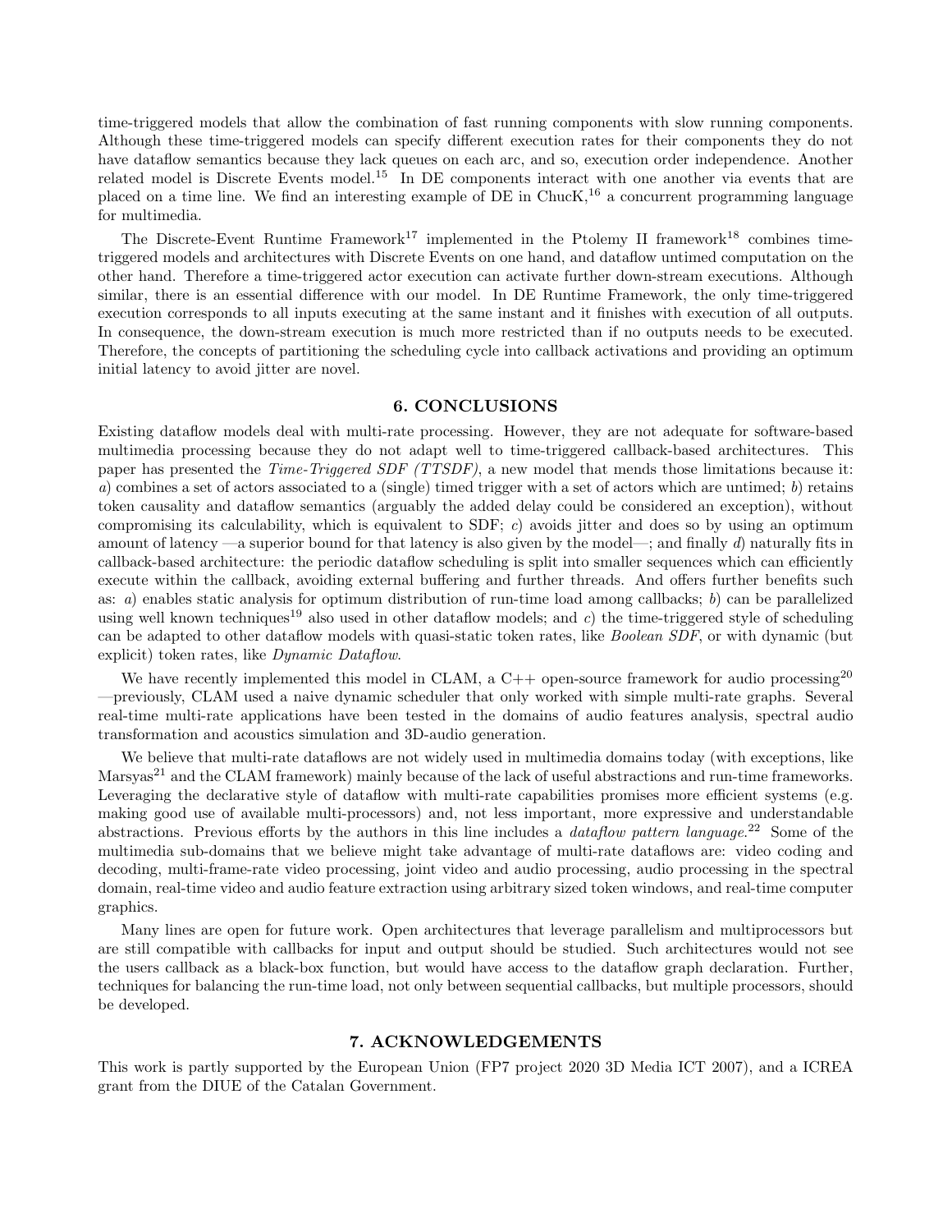time-triggered models that allow the combination of fast running components with slow running components. Although these time-triggered models can specify different execution rates for their components they do not have dataflow semantics because they lack queues on each arc, and so, execution order independence. Another related model is Discrete Events model.[15] In DE components interact with one another via events that are placed on a time line. We find an interesting example of DE in ChucK,[16] a concurrent programming language for multimedia.

The Discrete-Event Runtime Framework[17] implemented in the Ptolemy II framework[18] combines time-triggered models and architectures with Discrete Events on one hand, and dataflow untimed computation on the other hand. Therefore a time-triggered actor execution can activate further down-stream executions. Although similar, there is an essential difference with our model. In DE Runtime Framework, the only time-triggered execution corresponds to all inputs executing at the same instant and it finishes with execution of all outputs. In consequence, the down-stream execution is much more restricted than if no outputs needs to be executed. Therefore, the concepts of partitioning the scheduling cycle into callback activations and providing an optimum initial latency to avoid jitter are novel.

## 6. CONCLUSIONS

Existing dataflow models deal with multi-rate processing. However, they are not adequate for software-based multimedia processing because they do not adapt well to time-triggered callback-based architectures. This paper has presented the *Time-Triggered SDF (TTSDF)*, a new model that mends those limitations because it: *a*) combines a set of actors associated to a (single) timed trigger with a set of actors which are untimed; *b*) retains token causality and dataflow semantics (arguably the added delay could be considered an exception), without compromising its calculability, which is equivalent to SDF; *c*) avoids jitter and does so by using an optimum amount of latency —a superior bound for that latency is also given by the model—; and finally *d*) naturally fits in callback-based architecture: the periodic dataflow scheduling is split into smaller sequences which can efficiently execute within the callback, avoiding external buffering and further threads. And offers further benefits such as: *a*) enables static analysis for optimum distribution of run-time load among callbacks; *b*) can be parallelized using well known techniques[19] also used in other dataflow models; and *c*) the time-triggered style of scheduling can be adapted to other dataflow models with quasi-static token rates, like *Boolean SDF*, or with dynamic (but explicit) token rates, like *Dynamic Dataflow*.

We have recently implemented this model in CLAM, a C++ open-source framework for audio processing[20] —previously, CLAM used a naive dynamic scheduler that only worked with simple multi-rate graphs. Several real-time multi-rate applications have been tested in the domains of audio features analysis, spectral audio transformation and acoustics simulation and 3D-audio generation.

We believe that multi-rate dataflows are not widely used in multimedia domains today (with exceptions, like Marsyas[21] and the CLAM framework) mainly because of the lack of useful abstractions and run-time frameworks. Leveraging the declarative style of dataflow with multi-rate capabilities promises more efficient systems (e.g. making good use of available multi-processors) and, not less important, more expressive and understandable abstractions. Previous efforts by the authors in this line includes a *dataflow pattern language*.[22] Some of the multimedia sub-domains that we believe might take advantage of multi-rate dataflows are: video coding and decoding, multi-frame-rate video processing, joint video and audio processing, audio processing in the spectral domain, real-time video and audio feature extraction using arbitrary sized token windows, and real-time computer graphics.

Many lines are open for future work. Open architectures that leverage parallelism and multiprocessors but are still compatible with callbacks for input and output should be studied. Such architectures would not see the users callback as a black-box function, but would have access to the dataflow graph declaration. Further, techniques for balancing the run-time load, not only between sequential callbacks, but multiple processors, should be developed.

## 7. ACKNOWLEDGEMENTS

This work is partly supported by the European Union (FP7 project 2020 3D Media ICT 2007), and a ICREA grant from the DIUE of the Catalan Government.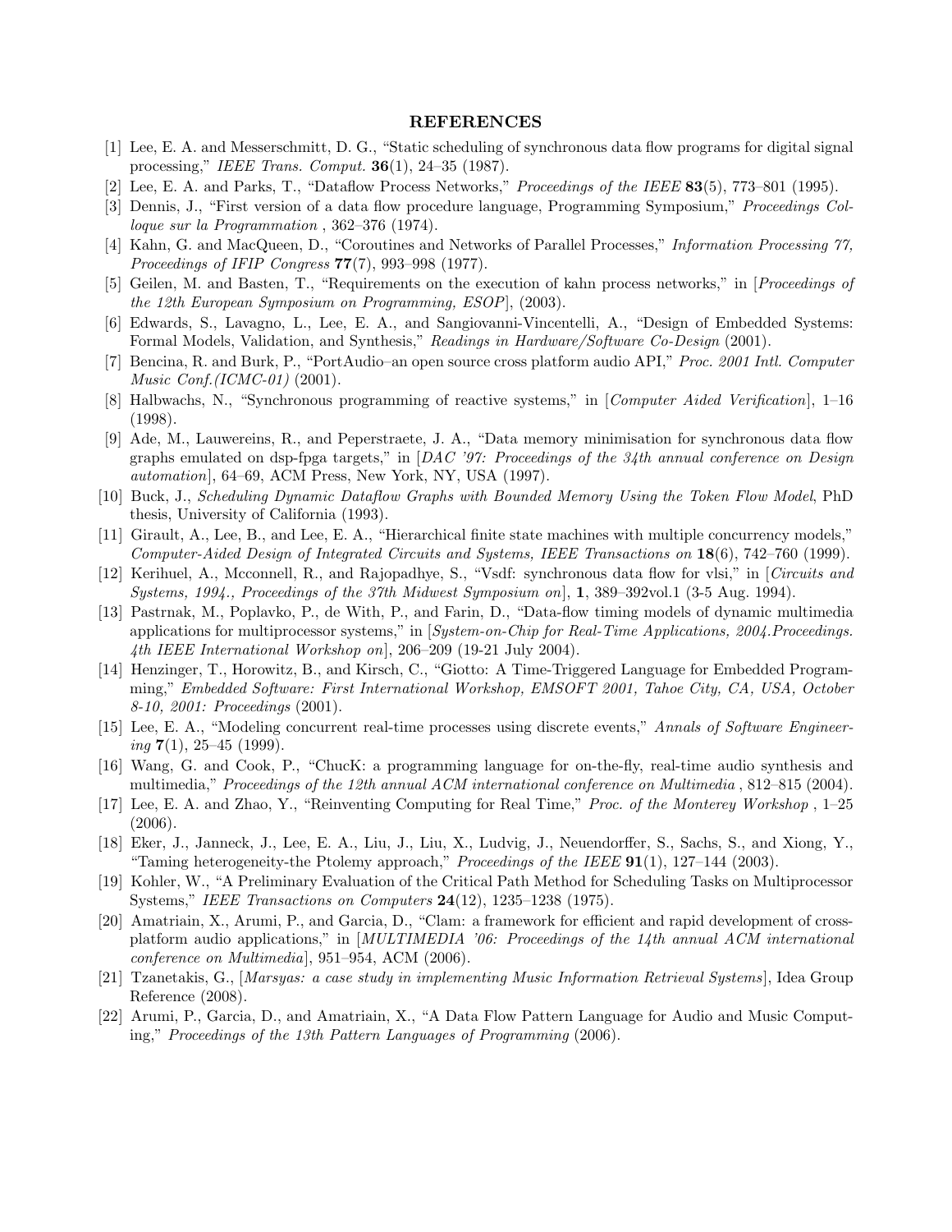## REFERENCES

[1] Lee, E. A. and Messerschmitt, D. G., "Static scheduling of synchronous data flow programs for digital signal processing," *IEEE Trans. Comput.* **36**(1), 24–35 (1987).

[2] Lee, E. A. and Parks, T., "Dataflow Process Networks," *Proceedings of the IEEE* **83**(5), 773–801 (1995).

[3] Dennis, J., "First version of a data flow procedure language, Programming Symposium," *Proceedings Colloque sur la Programmation* , 362–376 (1974).

[4] Kahn, G. and MacQueen, D., "Coroutines and Networks of Parallel Processes," *Information Processing 77, Proceedings of IFIP Congress* **77**(7), 993–998 (1977).

[5] Geilen, M. and Basten, T., "Requirements on the execution of kahn process networks," in [*Proceedings of the 12th European Symposium on Programming, ESOP*], (2003).

[6] Edwards, S., Lavagno, L., Lee, E. A., and Sangiovanni-Vincentelli, A., "Design of Embedded Systems: Formal Models, Validation, and Synthesis," *Readings in Hardware/Software Co-Design* (2001).

[7] Bencina, R. and Burk, P., "PortAudio–an open source cross platform audio API," *Proc. 2001 Intl. Computer Music Conf.(ICMC-01)* (2001).

[8] Halbwachs, N., "Synchronous programming of reactive systems," in [*Computer Aided Verification*], 1–16 (1998).

[9] Ade, M., Lauwereins, R., and Peperstraete, J. A., "Data memory minimisation for synchronous data flow graphs emulated on dsp-fpga targets," in [*DAC '97: Proceedings of the 34th annual conference on Design automation*], 64–69, ACM Press, New York, NY, USA (1997).

[10] Buck, J., *Scheduling Dynamic Dataflow Graphs with Bounded Memory Using the Token Flow Model*, PhD thesis, University of California (1993).

[11] Girault, A., Lee, B., and Lee, E. A., "Hierarchical finite state machines with multiple concurrency models," *Computer-Aided Design of Integrated Circuits and Systems, IEEE Transactions on* **18**(6), 742–760 (1999).

[12] Kerihuel, A., Mcconnell, R., and Rajopadhye, S., "Vsdf: synchronous data flow for vlsi," in [*Circuits and Systems, 1994., Proceedings of the 37th Midwest Symposium on*], **1**, 389–392vol.1 (3-5 Aug. 1994).

[13] Pastrnak, M., Poplavko, P., de With, P., and Farin, D., "Data-flow timing models of dynamic multimedia applications for multiprocessor systems," in [*System-on-Chip for Real-Time Applications, 2004.Proceedings. 4th IEEE International Workshop on*], 206–209 (19-21 July 2004).

[14] Henzinger, T., Horowitz, B., and Kirsch, C., "Giotto: A Time-Triggered Language for Embedded Programming," *Embedded Software: First International Workshop, EMSOFT 2001, Tahoe City, CA, USA, October 8-10, 2001: Proceedings* (2001).

[15] Lee, E. A., "Modeling concurrent real-time processes using discrete events," *Annals of Software Engineering* **7**(1), 25–45 (1999).

[16] Wang, G. and Cook, P., "ChucK: a programming language for on-the-fly, real-time audio synthesis and multimedia," *Proceedings of the 12th annual ACM international conference on Multimedia* , 812–815 (2004).

[17] Lee, E. A. and Zhao, Y., "Reinventing Computing for Real Time," *Proc. of the Monterey Workshop* , 1–25 (2006).

[18] Eker, J., Janneck, J., Lee, E. A., Liu, J., Liu, X., Ludvig, J., Neuendorffer, S., Sachs, S., and Xiong, Y., "Taming heterogeneity-the Ptolemy approach," *Proceedings of the IEEE* **91**(1), 127–144 (2003).

[19] Kohler, W., "A Preliminary Evaluation of the Critical Path Method for Scheduling Tasks on Multiprocessor Systems," *IEEE Transactions on Computers* **24**(12), 1235–1238 (1975).

[20] Amatriain, X., Arumi, P., and Garcia, D., "Clam: a framework for efficient and rapid development of cross-platform audio applications," in [*MULTIMEDIA '06: Proceedings of the 14th annual ACM international conference on Multimedia*], 951–954, ACM (2006).

[21] Tzanetakis, G., [*Marsyas: a case study in implementing Music Information Retrieval Systems*], Idea Group Reference (2008).

[22] Arumi, P., Garcia, D., and Amatriain, X., "A Data Flow Pattern Language for Audio and Music Computing," *Proceedings of the 13th Pattern Languages of Programming* (2006).